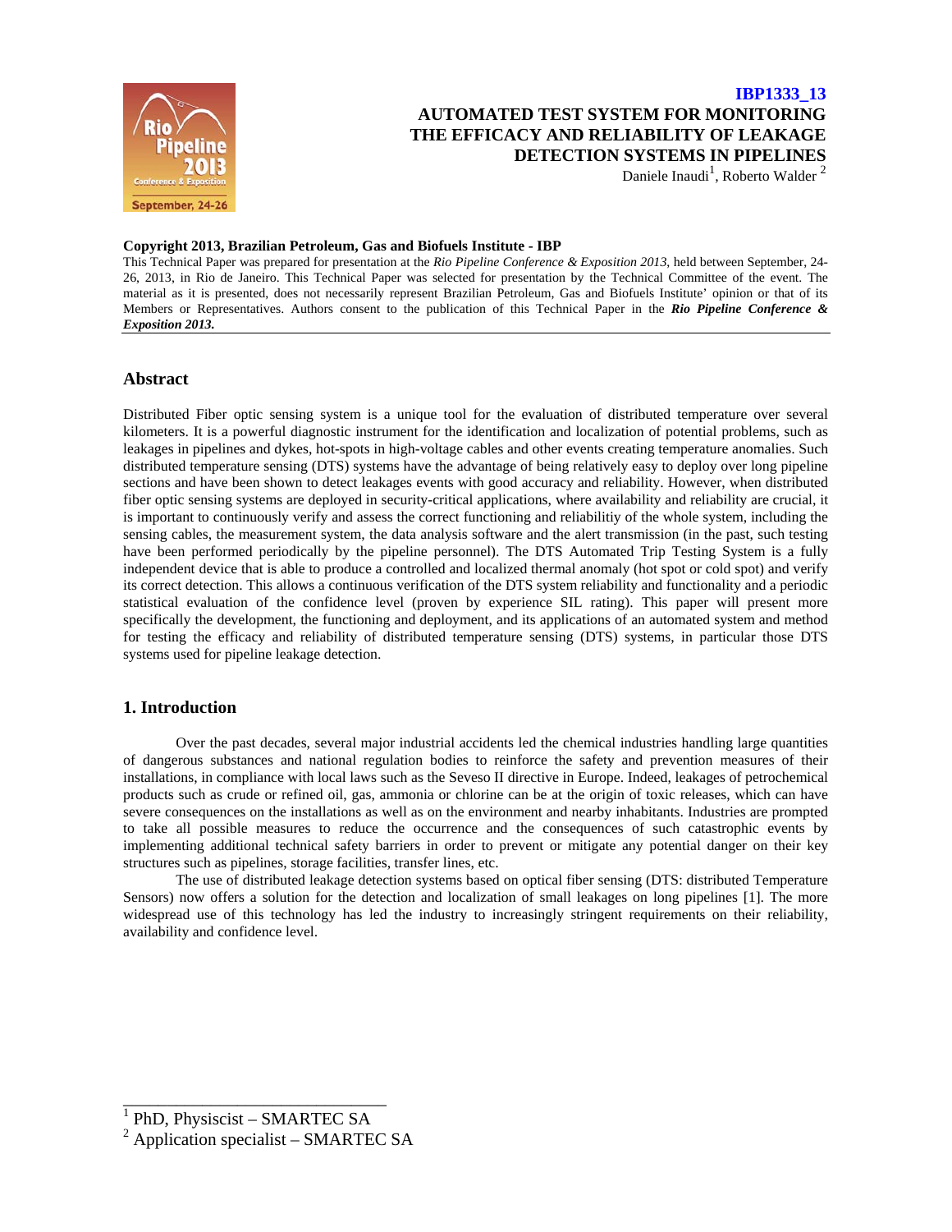**IBP1333_13**

# AUTOMATED TEST SYSTEM FOR MONITORING THE EFFICACY AND RELIABILITY OF LEAKAGE DETECTION SYSTEMS IN PIPELINES

Daniele Inaudi[1], Roberto Walder [2]

**Copyright 2013, Brazilian Petroleum, Gas and Biofuels Institute - IBP**

This Technical Paper was prepared for presentation at the *Rio Pipeline Conference & Exposition 2013*, held between September, 24-26, 2013, in Rio de Janeiro. This Technical Paper was selected for presentation by the Technical Committee of the event. The material as it is presented, does not necessarily represent Brazilian Petroleum, Gas and Biofuels Institute' opinion or that of its Members or Representatives. Authors consent to the publication of this Technical Paper in the ***Rio Pipeline Conference & Exposition 2013.***

## Abstract

Distributed Fiber optic sensing system is a unique tool for the evaluation of distributed temperature over several kilometers. It is a powerful diagnostic instrument for the identification and localization of potential problems, such as leakages in pipelines and dykes, hot-spots in high-voltage cables and other events creating temperature anomalies. Such distributed temperature sensing (DTS) systems have the advantage of being relatively easy to deploy over long pipeline sections and have been shown to detect leakages events with good accuracy and reliability. However, when distributed fiber optic sensing systems are deployed in security-critical applications, where availability and reliability are crucial, it is important to continuously verify and assess the correct functioning and reliabilitiy of the whole system, including the sensing cables, the measurement system, the data analysis software and the alert transmission (in the past, such testing have been performed periodically by the pipeline personnel). The DTS Automated Trip Testing System is a fully independent device that is able to produce a controlled and localized thermal anomaly (hot spot or cold spot) and verify its correct detection. This allows a continuous verification of the DTS system reliability and functionality and a periodic statistical evaluation of the confidence level (proven by experience SIL rating). This paper will present more specifically the development, the functioning and deployment, and its applications of an automated system and method for testing the efficacy and reliability of distributed temperature sensing (DTS) systems, in particular those DTS systems used for pipeline leakage detection.

## 1. Introduction

Over the past decades, several major industrial accidents led the chemical industries handling large quantities of dangerous substances and national regulation bodies to reinforce the safety and prevention measures of their installations, in compliance with local laws such as the Seveso II directive in Europe. Indeed, leakages of petrochemical products such as crude or refined oil, gas, ammonia or chlorine can be at the origin of toxic releases, which can have severe consequences on the installations as well as on the environment and nearby inhabitants. Industries are prompted to take all possible measures to reduce the occurrence and the consequences of such catastrophic events by implementing additional technical safety barriers in order to prevent or mitigate any potential danger on their key structures such as pipelines, storage facilities, transfer lines, etc.

The use of distributed leakage detection systems based on optical fiber sensing (DTS: distributed Temperature Sensors) now offers a solution for the detection and localization of small leakages on long pipelines [1]. The more widespread use of this technology has led the industry to increasingly stringent requirements on their reliability, availability and confidence level.

---

[1] PhD, Physiscist – SMARTEC SA

[2] Application specialist – SMARTEC SA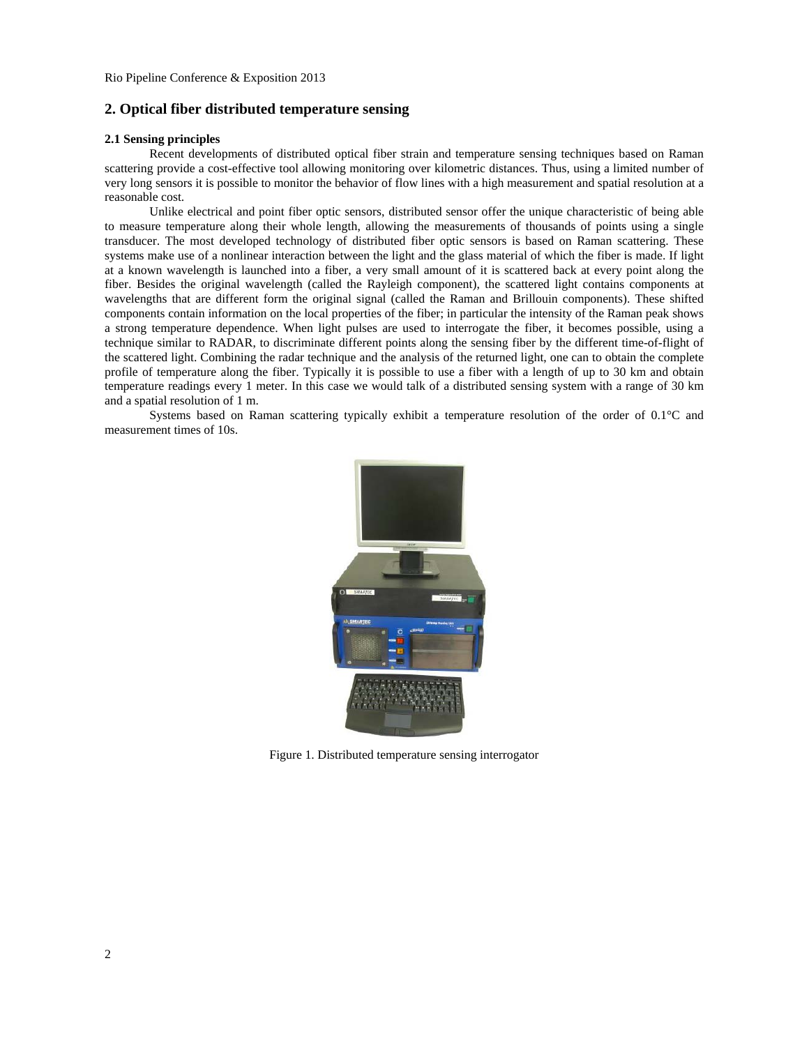## 2. Optical fiber distributed temperature sensing

### 2.1 Sensing principles

Recent developments of distributed optical fiber strain and temperature sensing techniques based on Raman scattering provide a cost-effective tool allowing monitoring over kilometric distances. Thus, using a limited number of very long sensors it is possible to monitor the behavior of flow lines with a high measurement and spatial resolution at a reasonable cost.

Unlike electrical and point fiber optic sensors, distributed sensor offer the unique characteristic of being able to measure temperature along their whole length, allowing the measurements of thousands of points using a single transducer. The most developed technology of distributed fiber optic sensors is based on Raman scattering. These systems make use of a nonlinear interaction between the light and the glass material of which the fiber is made. If light at a known wavelength is launched into a fiber, a very small amount of it is scattered back at every point along the fiber. Besides the original wavelength (called the Rayleigh component), the scattered light contains components at wavelengths that are different form the original signal (called the Raman and Brillouin components). These shifted components contain information on the local properties of the fiber; in particular the intensity of the Raman peak shows a strong temperature dependence. When light pulses are used to interrogate the fiber, it becomes possible, using a technique similar to RADAR, to discriminate different points along the sensing fiber by the different time-of-flight of the scattered light. Combining the radar technique and the analysis of the returned light, one can to obtain the complete profile of temperature along the fiber. Typically it is possible to use a fiber with a length of up to 30 km and obtain temperature readings every 1 meter. In this case we would talk of a distributed sensing system with a range of 30 km and a spatial resolution of 1 m.

Systems based on Raman scattering typically exhibit a temperature resolution of the order of 0.1°C and measurement times of 10s.

Figure 1. Distributed temperature sensing interrogator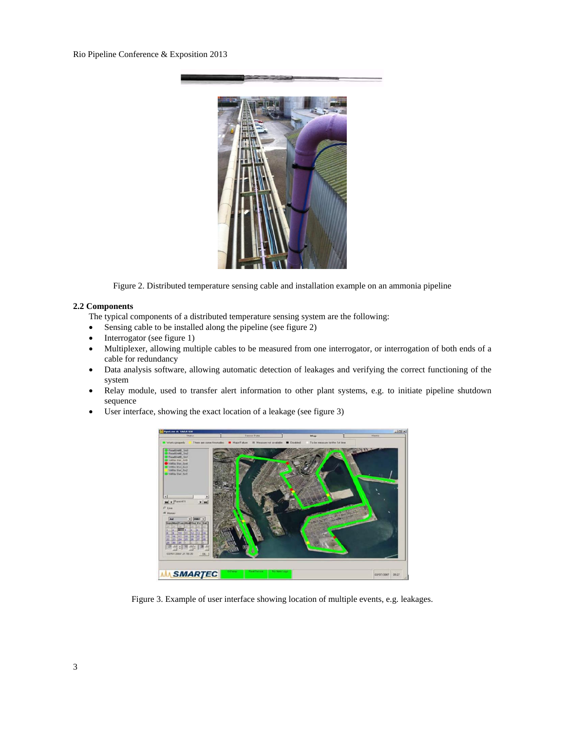Figure 2. Distributed temperature sensing cable and installation example on an ammonia pipeline

**2.2 Components**

The typical components of a distributed temperature sensing system are the following:

- Sensing cable to be installed along the pipeline (see figure 2)
- Interrogator (see figure 1)
- Multiplexer, allowing multiple cables to be measured from one interrogator, or interrogation of both ends of a cable for redundancy
- Data analysis software, allowing automatic detection of leakages and verifying the correct functioning of the system
- Relay module, used to transfer alert information to other plant systems, e.g. to initiate pipeline shutdown sequence
- User interface, showing the exact location of a leakage (see figure 3)

Figure 3. Example of user interface showing location of multiple events, e.g. leakages.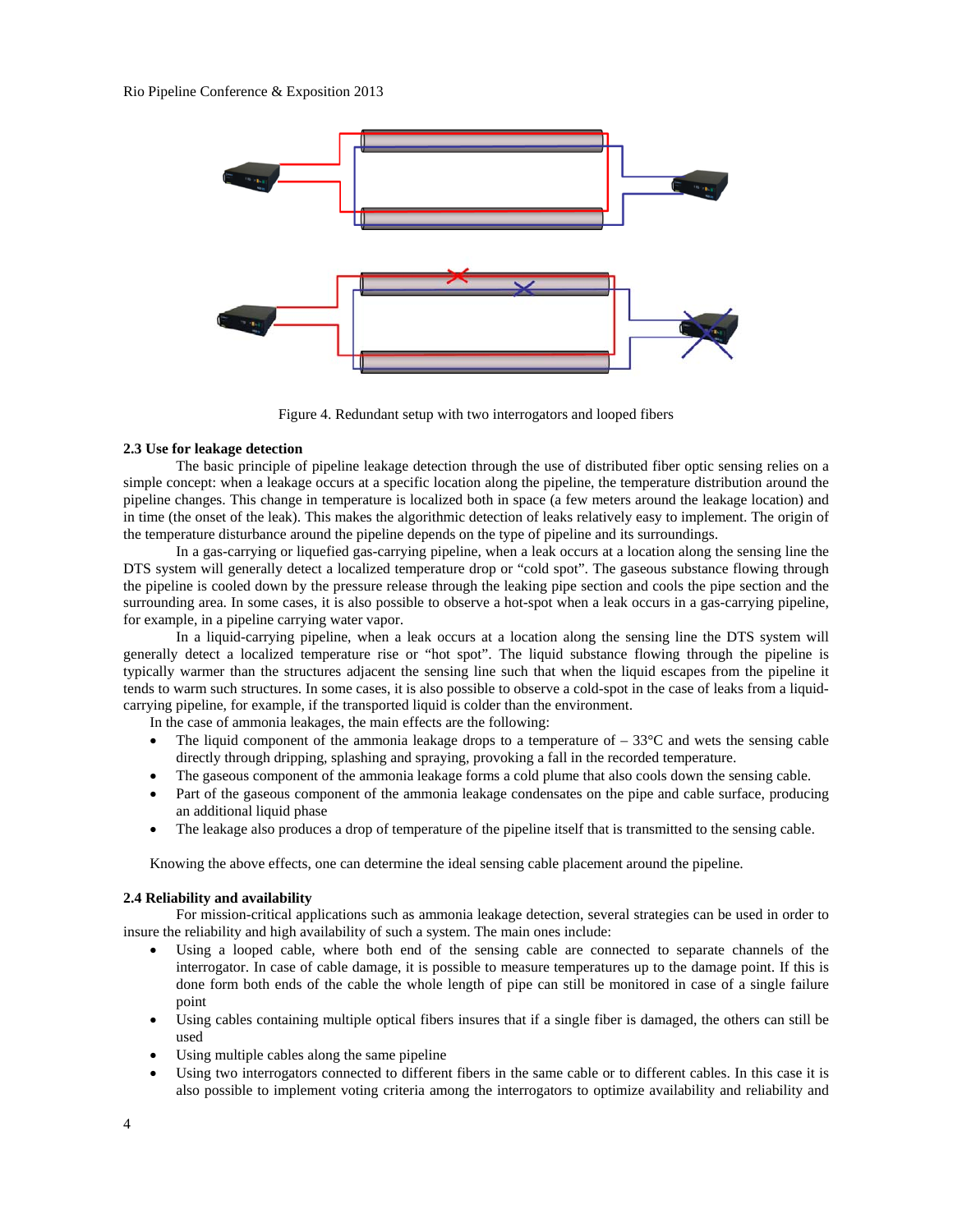Figure 4. Redundant setup with two interrogators and looped fibers

### 2.3 Use for leakage detection

The basic principle of pipeline leakage detection through the use of distributed fiber optic sensing relies on a simple concept: when a leakage occurs at a specific location along the pipeline, the temperature distribution around the pipeline changes. This change in temperature is localized both in space (a few meters around the leakage location) and in time (the onset of the leak). This makes the algorithmic detection of leaks relatively easy to implement. The origin of the temperature disturbance around the pipeline depends on the type of pipeline and its surroundings.

In a gas-carrying or liquefied gas-carrying pipeline, when a leak occurs at a location along the sensing line the DTS system will generally detect a localized temperature drop or “cold spot”. The gaseous substance flowing through the pipeline is cooled down by the pressure release through the leaking pipe section and cools the pipe section and the surrounding area. In some cases, it is also possible to observe a hot-spot when a leak occurs in a gas-carrying pipeline, for example, in a pipeline carrying water vapor.

In a liquid-carrying pipeline, when a leak occurs at a location along the sensing line the DTS system will generally detect a localized temperature rise or “hot spot”. The liquid substance flowing through the pipeline is typically warmer than the structures adjacent the sensing line such that when the liquid escapes from the pipeline it tends to warm such structures. In some cases, it is also possible to observe a cold-spot in the case of leaks from a liquid-carrying pipeline, for example, if the transported liquid is colder than the environment.

In the case of ammonia leakages, the main effects are the following:

- The liquid component of the ammonia leakage drops to a temperature of – 33°C and wets the sensing cable directly through dripping, splashing and spraying, provoking a fall in the recorded temperature.
- The gaseous component of the ammonia leakage forms a cold plume that also cools down the sensing cable.
- Part of the gaseous component of the ammonia leakage condensates on the pipe and cable surface, producing an additional liquid phase
- The leakage also produces a drop of temperature of the pipeline itself that is transmitted to the sensing cable.

Knowing the above effects, one can determine the ideal sensing cable placement around the pipeline.

### 2.4 Reliability and availability

For mission-critical applications such as ammonia leakage detection, several strategies can be used in order to insure the reliability and high availability of such a system. The main ones include:

- Using a looped cable, where both end of the sensing cable are connected to separate channels of the interrogator. In case of cable damage, it is possible to measure temperatures up to the damage point. If this is done form both ends of the cable the whole length of pipe can still be monitored in case of a single failure point
- Using cables containing multiple optical fibers insures that if a single fiber is damaged, the others can still be used
- Using multiple cables along the same pipeline
- Using two interrogators connected to different fibers in the same cable or to different cables. In this case it is also possible to implement voting criteria among the interrogators to optimize availability and reliability and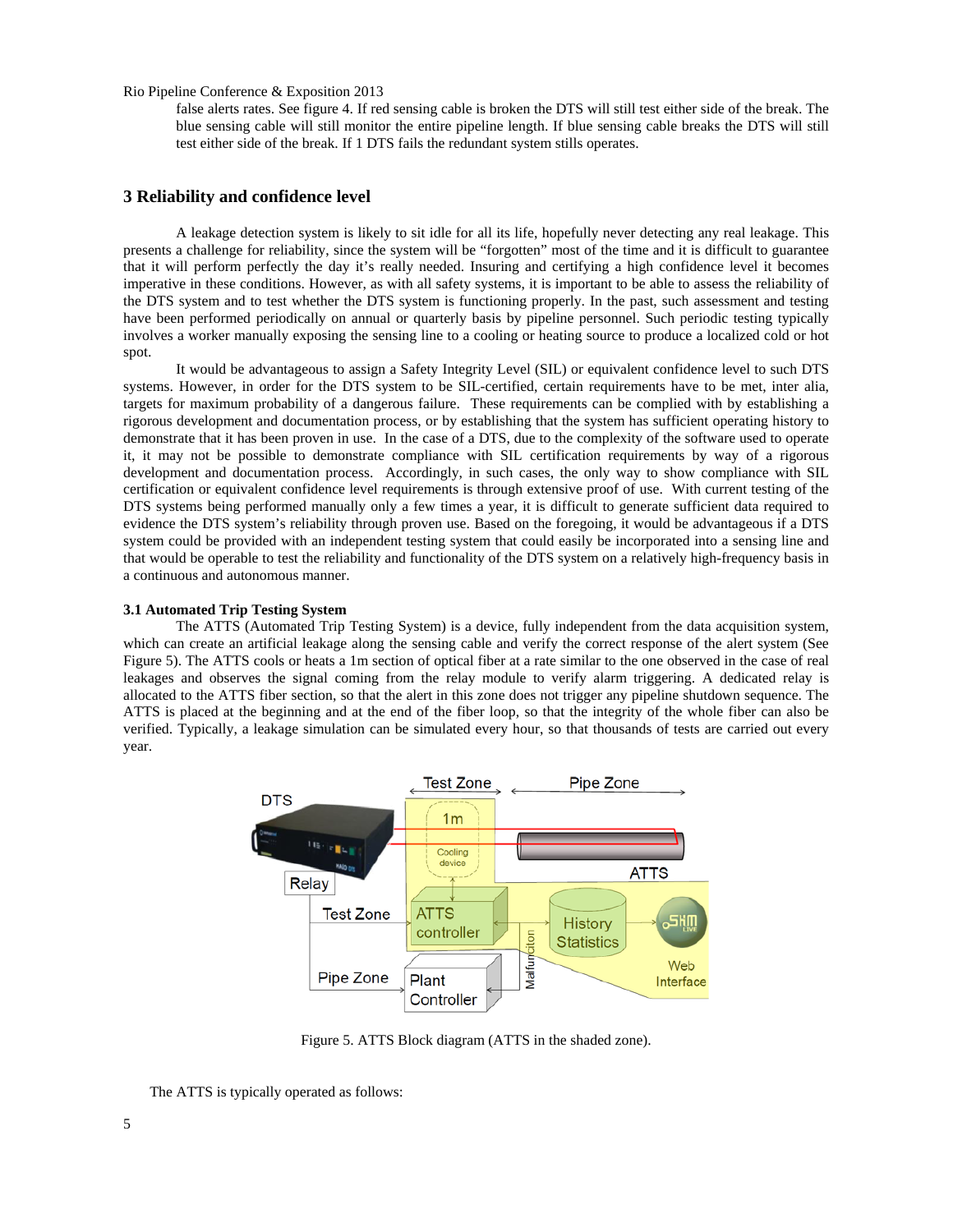false alerts rates. See figure 4. If red sensing cable is broken the DTS will still test either side of the break. The blue sensing cable will still monitor the entire pipeline length. If blue sensing cable breaks the DTS will still test either side of the break. If 1 DTS fails the redundant system stills operates.

## 3 Reliability and confidence level

A leakage detection system is likely to sit idle for all its life, hopefully never detecting any real leakage. This presents a challenge for reliability, since the system will be "forgotten" most of the time and it is difficult to guarantee that it will perform perfectly the day it's really needed. Insuring and certifying a high confidence level it becomes imperative in these conditions. However, as with all safety systems, it is important to be able to assess the reliability of the DTS system and to test whether the DTS system is functioning properly. In the past, such assessment and testing have been performed periodically on annual or quarterly basis by pipeline personnel. Such periodic testing typically involves a worker manually exposing the sensing line to a cooling or heating source to produce a localized cold or hot spot.

It would be advantageous to assign a Safety Integrity Level (SIL) or equivalent confidence level to such DTS systems. However, in order for the DTS system to be SIL-certified, certain requirements have to be met, inter alia, targets for maximum probability of a dangerous failure. These requirements can be complied with by establishing a rigorous development and documentation process, or by establishing that the system has sufficient operating history to demonstrate that it has been proven in use. In the case of a DTS, due to the complexity of the software used to operate it, it may not be possible to demonstrate compliance with SIL certification requirements by way of a rigorous development and documentation process. Accordingly, in such cases, the only way to show compliance with SIL certification or equivalent confidence level requirements is through extensive proof of use. With current testing of the DTS systems being performed manually only a few times a year, it is difficult to generate sufficient data required to evidence the DTS system's reliability through proven use. Based on the foregoing, it would be advantageous if a DTS system could be provided with an independent testing system that could easily be incorporated into a sensing line and that would be operable to test the reliability and functionality of the DTS system on a relatively high-frequency basis in a continuous and autonomous manner.

### 3.1 Automated Trip Testing System

The ATTS (Automated Trip Testing System) is a device, fully independent from the data acquisition system, which can create an artificial leakage along the sensing cable and verify the correct response of the alert system (See Figure 5). The ATTS cools or heats a 1m section of optical fiber at a rate similar to the one observed in the case of real leakages and observes the signal coming from the relay module to verify alarm triggering. A dedicated relay is allocated to the ATTS fiber section, so that the alert in this zone does not trigger any pipeline shutdown sequence. The ATTS is placed at the beginning and at the end of the fiber loop, so that the integrity of the whole fiber can also be verified. Typically, a leakage simulation can be simulated every hour, so that thousands of tests are carried out every year.

DTS
Test Zone
Pipe Zone
1m
Cooling device
ATTS
Relay
Test Zone
ATTS controller
History Statistics
Pipe Zone
Plant Controller
Malfunciton
Web Interface

Figure 5. ATTS Block diagram (ATTS in the shaded zone).

The ATTS is typically operated as follows: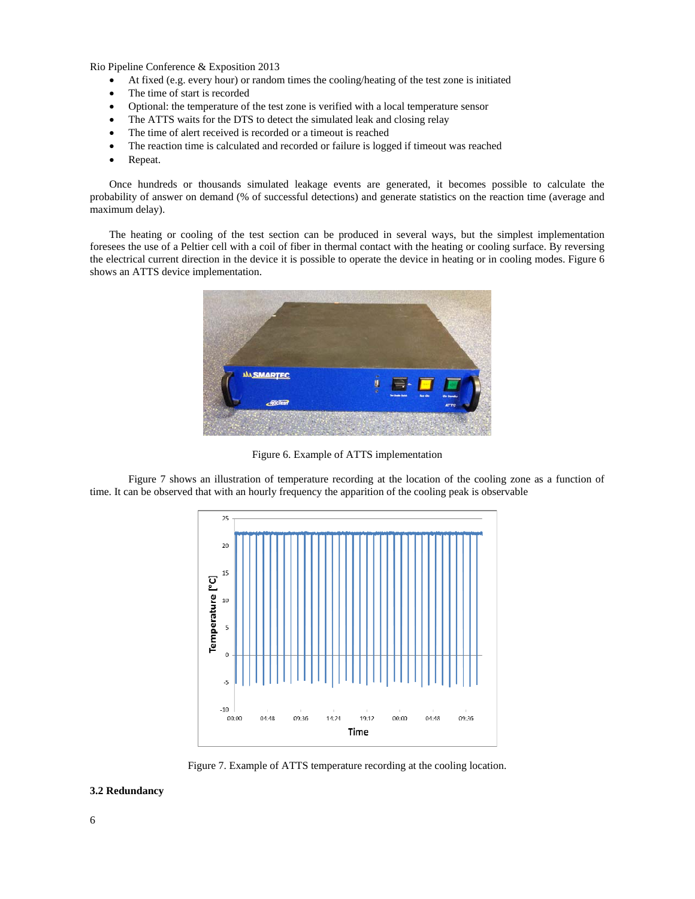- At fixed (e.g. every hour) or random times the cooling/heating of the test zone is initiated
- The time of start is recorded
- Optional: the temperature of the test zone is verified with a local temperature sensor
- The ATTS waits for the DTS to detect the simulated leak and closing relay
- The time of alert received is recorded or a timeout is reached
- The reaction time is calculated and recorded or failure is logged if timeout was reached
- Repeat.

Once hundreds or thousands simulated leakage events are generated, it becomes possible to calculate the probability of answer on demand (% of successful detections) and generate statistics on the reaction time (average and maximum delay).

The heating or cooling of the test section can be produced in several ways, but the simplest implementation foresees the use of a Peltier cell with a coil of fiber in thermal contact with the heating or cooling surface. By reversing the electrical current direction in the device it is possible to operate the device in heating or in cooling modes. Figure 6 shows an ATTS device implementation.

Figure 6. Example of ATTS implementation

Figure 7 shows an illustration of temperature recording at the location of the cooling zone as a function of time. It can be observed that with an hourly frequency the apparition of the cooling peak is observable

Figure 7. Example of ATTS temperature recording at the cooling location.

### 3.2 Redundancy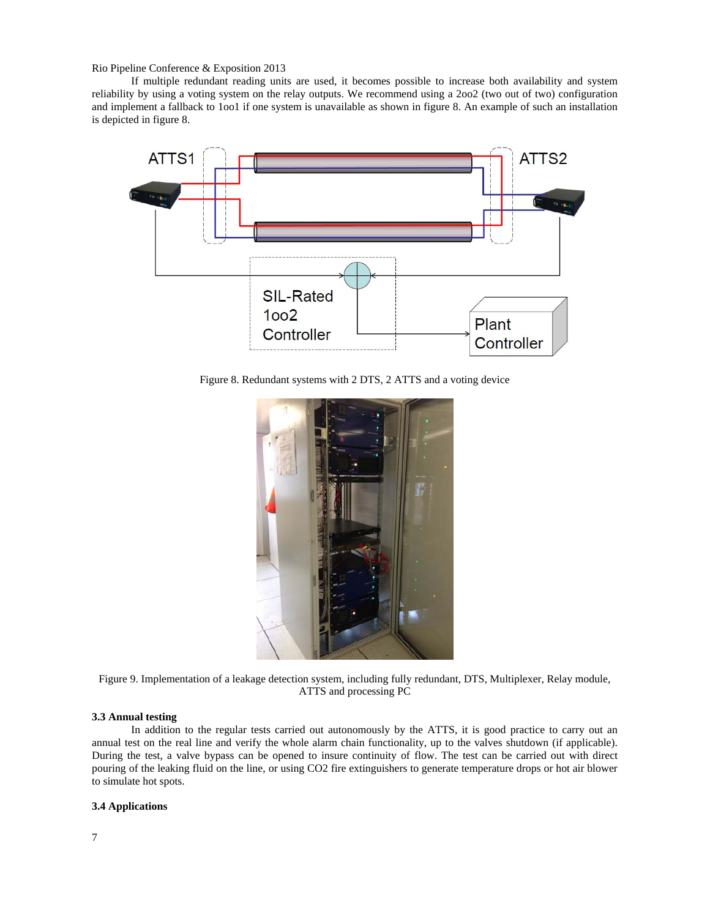If multiple redundant reading units are used, it becomes possible to increase both availability and system reliability by using a voting system on the relay outputs. We recommend using a 2oo2 (two out of two) configuration and implement a fallback to 1oo1 if one system is unavailable as shown in figure 8. An example of such an installation is depicted in figure 8.

Figure 8. Redundant systems with 2 DTS, 2 ATTS and a voting device

Figure 9. Implementation of a leakage detection system, including fully redundant, DTS, Multiplexer, Relay module, ATTS and processing PC

**3.3 Annual testing**

In addition to the regular tests carried out autonomously by the ATTS, it is good practice to carry out an annual test on the real line and verify the whole alarm chain functionality, up to the valves shutdown (if applicable). During the test, a valve bypass can be opened to insure continuity of flow. The test can be carried out with direct pouring of the leaking fluid on the line, or using $CO_2$ fire extinguishers to generate temperature drops or hot air blower to simulate hot spots.

**3.4 Applications**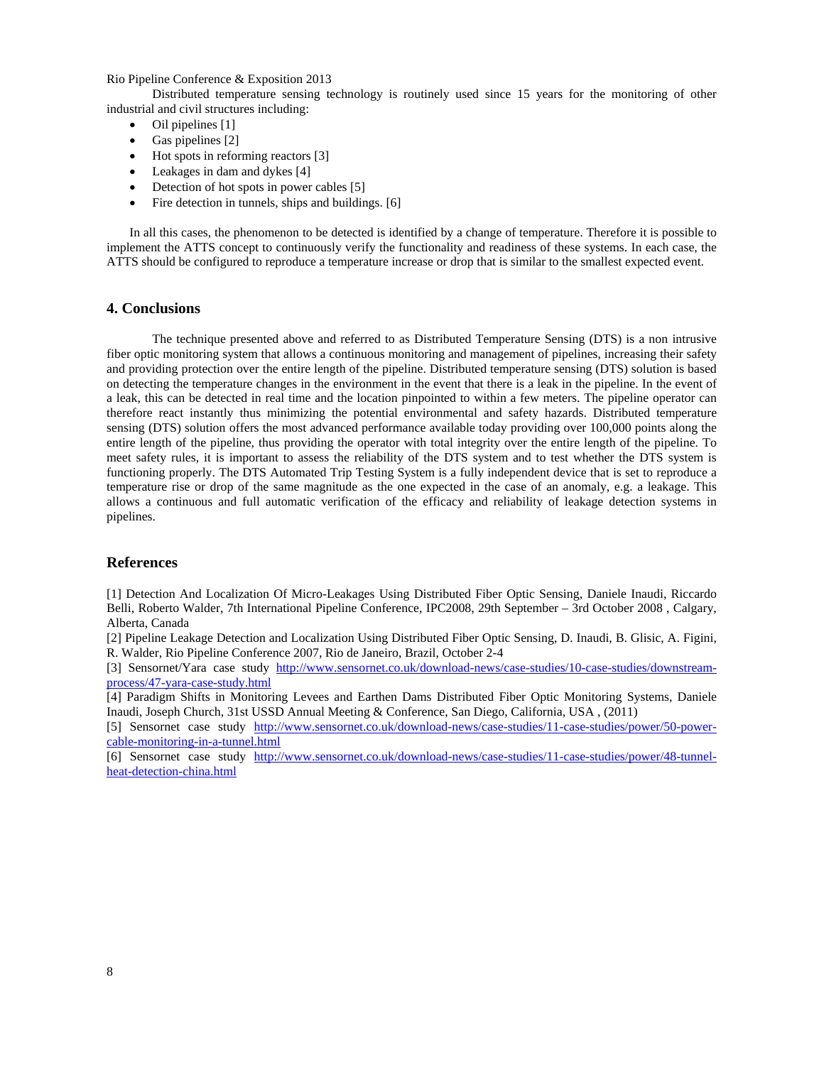Distributed temperature sensing technology is routinely used since 15 years for the monitoring of other industrial and civil structures including:

- Oil pipelines [1]
- Gas pipelines [2]
- Hot spots in reforming reactors [3]
- Leakages in dam and dykes [4]
- Detection of hot spots in power cables [5]
- Fire detection in tunnels, ships and buildings. [6]

In all this cases, the phenomenon to be detected is identified by a change of temperature. Therefore it is possible to implement the ATTS concept to continuously verify the functionality and readiness of these systems. In each case, the ATTS should be configured to reproduce a temperature increase or drop that is similar to the smallest expected event.

## 4. Conclusions

The technique presented above and referred to as Distributed Temperature Sensing (DTS) is a non intrusive fiber optic monitoring system that allows a continuous monitoring and management of pipelines, increasing their safety and providing protection over the entire length of the pipeline. Distributed temperature sensing (DTS) solution is based on detecting the temperature changes in the environment in the event that there is a leak in the pipeline. In the event of a leak, this can be detected in real time and the location pinpointed to within a few meters. The pipeline operator can therefore react instantly thus minimizing the potential environmental and safety hazards. Distributed temperature sensing (DTS) solution offers the most advanced performance available today providing over 100,000 points along the entire length of the pipeline, thus providing the operator with total integrity over the entire length of the pipeline. To meet safety rules, it is important to assess the reliability of the DTS system and to test whether the DTS system is functioning properly. The DTS Automated Trip Testing System is a fully independent device that is set to reproduce a temperature rise or drop of the same magnitude as the one expected in the case of an anomaly, e.g. a leakage. This allows a continuous and full automatic verification of the efficacy and reliability of leakage detection systems in pipelines.

## References

[1] Detection And Localization Of Micro-Leakages Using Distributed Fiber Optic Sensing, Daniele Inaudi, Riccardo Belli, Roberto Walder, 7th International Pipeline Conference, IPC2008, 29th September – 3rd October 2008 , Calgary, Alberta, Canada

[2] Pipeline Leakage Detection and Localization Using Distributed Fiber Optic Sensing, D. Inaudi, B. Glisic, A. Figini, R. Walder, Rio Pipeline Conference 2007, Rio de Janeiro, Brazil, October 2-4

[3] Sensornet/Yara case study http://www.sensornet.co.uk/download-news/case-studies/10-case-studies/downstream-process/47-yara-case-study.html

[4] Paradigm Shifts in Monitoring Levees and Earthen Dams Distributed Fiber Optic Monitoring Systems, Daniele Inaudi, Joseph Church, 31st USSD Annual Meeting & Conference, San Diego, California, USA , (2011)

[5] Sensornet case study http://www.sensornet.co.uk/download-news/case-studies/11-case-studies/power/50-power-cable-monitoring-in-a-tunnel.html

[6] Sensornet case study http://www.sensornet.co.uk/download-news/case-studies/11-case-studies/power/48-tunnel-heat-detection-china.html